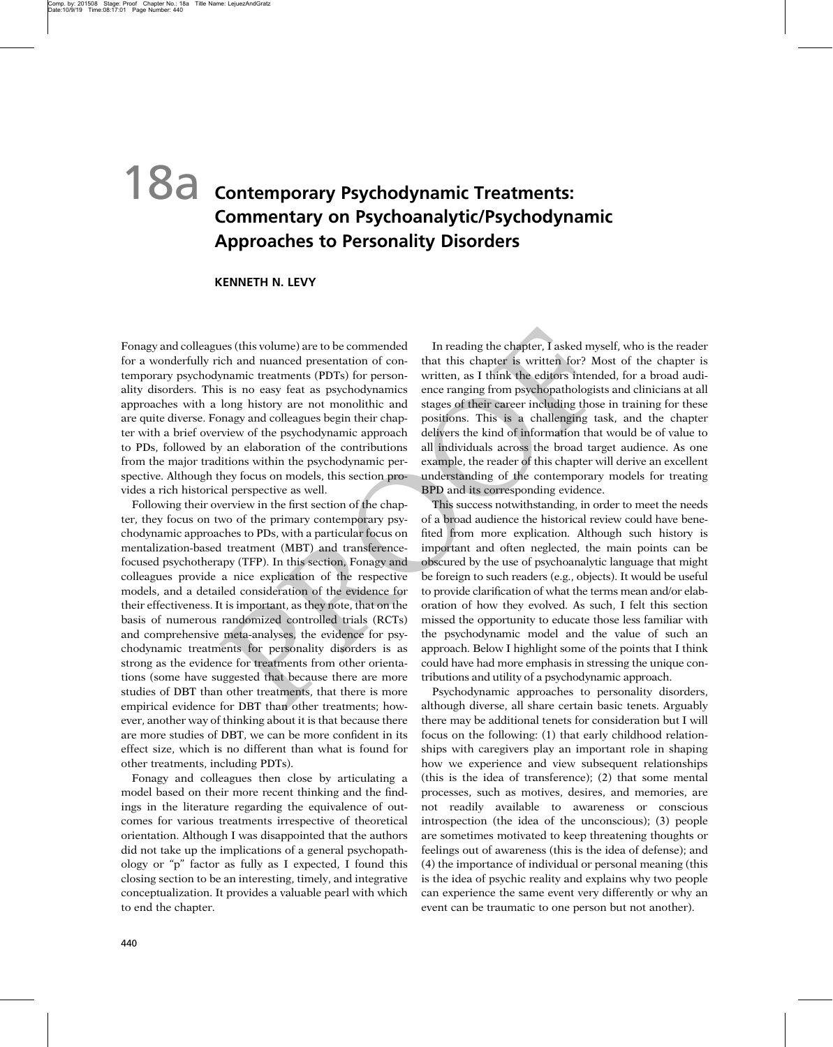# 18a Contemporary Psychodynamic Treatments: Commentary on Psychoanalytic/Psychodynamic Approaches to Personality Disorders

**KENNETH N. LEVY**

Fonagy and colleagues (this volume) are to be commended for a wonderfully rich and nuanced presentation of contemporary psychodynamic treatments (PDTs) for personality disorders. This is no easy feat as psychodynamics approaches with a long history are not monolithic and are quite diverse. Fonagy and colleagues begin their chapter with a brief overview of the psychodynamic approach to PDs, followed by an elaboration of the contributions from the major traditions within the psychodynamic perspective. Although they focus on models, this section provides a rich historical perspective as well.

Following their overview in the first section of the chapter, they focus on two of the primary contemporary psychodynamic approaches to PDs, with a particular focus on mentalization-based treatment (MBT) and transference-focused psychotherapy (TFP). In this section, Fonagy and colleagues provide a nice explication of the respective models, and a detailed consideration of the evidence for their effectiveness. It is important, as they note, that on the basis of numerous randomized controlled trials (RCTs) and comprehensive meta-analyses, the evidence for psychodynamic treatments for personality disorders is as strong as the evidence for treatments from other orientations (some have suggested that because there are more studies of DBT than other treatments, that there is more empirical evidence for DBT than other treatments; however, another way of thinking about it is that because there are more studies of DBT, we can be more confident in its effect size, which is no different than what is found for other treatments, including PDTs).

Fonagy and colleagues then close by articulating a model based on their more recent thinking and the findings in the literature regarding the equivalence of outcomes for various treatments irrespective of theoretical orientation. Although I was disappointed that the authors did not take up the implications of a general psychopathology or "p" factor as fully as I expected, I found this closing section to be an interesting, timely, and integrative conceptualization. It provides a valuable pearl with which to end the chapter.

In reading the chapter, I asked myself, who is the reader that this chapter is written for? Most of the chapter is written, as I think the editors intended, for a broad audience ranging from psychopathologists and clinicians at all stages of their career including those in training for these positions. This is a challenging task, and the chapter delivers the kind of information that would be of value to all individuals across the broad target audience. As one example, the reader of this chapter will derive an excellent understanding of the contemporary models for treating BPD and its corresponding evidence.

This success notwithstanding, in order to meet the needs of a broad audience the historical review could have benefited from more explication. Although such history is important and often neglected, the main points can be obscured by the use of psychoanalytic language that might be foreign to such readers (e.g., objects). It would be useful to provide clarification of what the terms mean and/or elaboration of how they evolved. As such, I felt this section missed the opportunity to educate those less familiar with the psychodynamic model and the value of such an approach. Below I highlight some of the points that I think could have had more emphasis in stressing the unique contributions and utility of a psychodynamic approach.

Psychodynamic approaches to personality disorders, although diverse, all share certain basic tenets. Arguably there may be additional tenets for consideration but I will focus on the following: (1) that early childhood relationships with caregivers play an important role in shaping how we experience and view subsequent relationships (this is the idea of transference); (2) that some mental processes, such as motives, desires, and memories, are not readily available to awareness or conscious introspection (the idea of the unconscious); (3) people are sometimes motivated to keep threatening thoughts or feelings out of awareness (this is the idea of defense); and (4) the importance of individual or personal meaning (this is the idea of psychic reality and explains why two people can experience the same event very differently or why an event can be traumatic to one person but not another).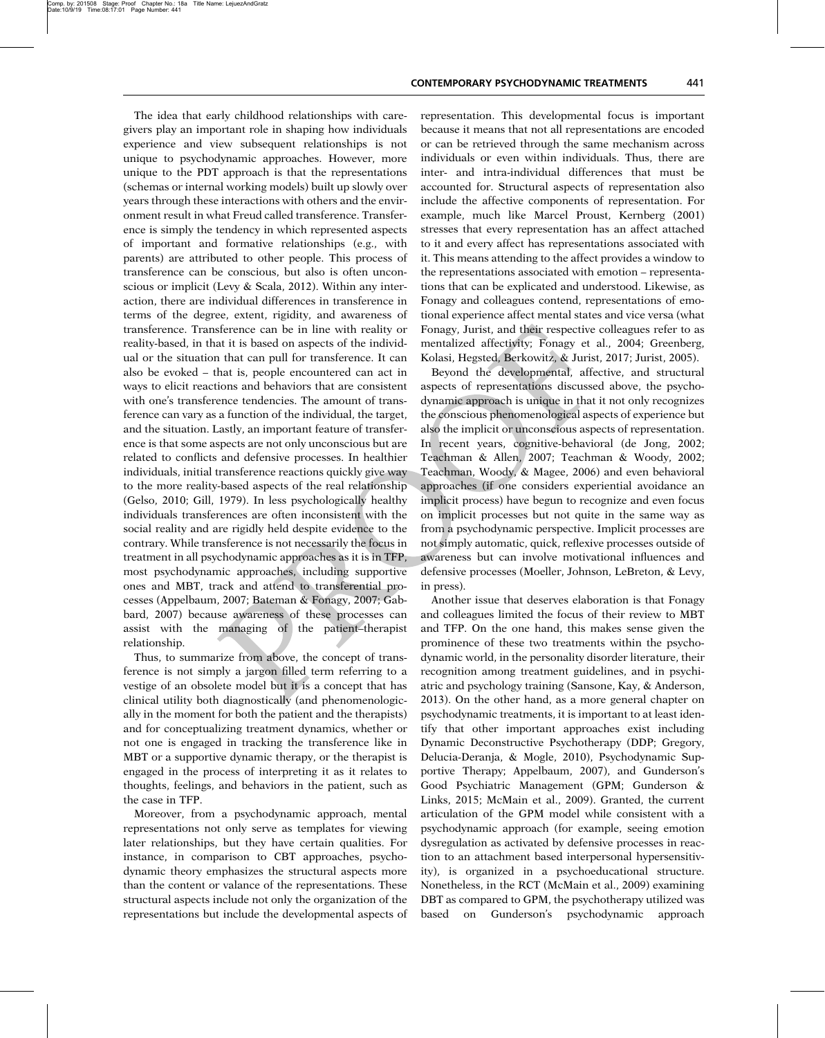The idea that early childhood relationships with caregivers play an important role in shaping how individuals experience and view subsequent relationships is not unique to psychodynamic approaches. However, more unique to the PDT approach is that the representations (schemas or internal working models) built up slowly over years through these interactions with others and the environment result in what Freud called transference. Transference is simply the tendency in which represented aspects of important and formative relationships (e.g., with parents) are attributed to other people. This process of transference can be conscious, but also is often unconscious or implicit (Levy & Scala, 2012). Within any interaction, there are individual differences in transference in terms of the degree, extent, rigidity, and awareness of transference. Transference can be in line with reality or reality-based, in that it is based on aspects of the individual or the situation that can pull for transference. It can also be evoked – that is, people encountered can act in ways to elicit reactions and behaviors that are consistent with one's transference tendencies. The amount of transference can vary as a function of the individual, the target, and the situation. Lastly, an important feature of transference is that some aspects are not only unconscious but are related to conflicts and defensive processes. In healthier individuals, initial transference reactions quickly give way to the more reality-based aspects of the real relationship (Gelso, 2010; Gill, 1979). In less psychologically healthy individuals transferences are often inconsistent with the social reality and are rigidly held despite evidence to the contrary. While transference is not necessarily the focus in treatment in all psychodynamic approaches as it is in TFP, most psychodynamic approaches, including supportive ones and MBT, track and attend to transferential processes (Appelbaum, 2007; Bateman & Fonagy, 2007; Gabbard, 2007) because awareness of these processes can assist with the managing of the patient–therapist relationship.

Thus, to summarize from above, the concept of transference is not simply a jargon filled term referring to a vestige of an obsolete model but it is a concept that has clinical utility both diagnostically (and phenomenologically in the moment for both the patient and the therapists) and for conceptualizing treatment dynamics, whether or not one is engaged in tracking the transference like in MBT or a supportive dynamic therapy, or the therapist is engaged in the process of interpreting it as it relates to thoughts, feelings, and behaviors in the patient, such as the case in TFP.

Moreover, from a psychodynamic approach, mental representations not only serve as templates for viewing later relationships, but they have certain qualities. For instance, in comparison to CBT approaches, psychodynamic theory emphasizes the structural aspects more than the content or valance of the representations. These structural aspects include not only the organization of the representations but include the developmental aspects of representation. This developmental focus is important because it means that not all representations are encoded or can be retrieved through the same mechanism across individuals or even within individuals. Thus, there are inter- and intra-individual differences that must be accounted for. Structural aspects of representation also include the affective components of representation. For example, much like Marcel Proust, Kernberg (2001) stresses that every representation has an affect attached to it and every affect has representations associated with it. This means attending to the affect provides a window to the representations associated with emotion – representations that can be explicated and understood. Likewise, as Fonagy and colleagues contend, representations of emotional experience affect mental states and vice versa (what Fonagy, Jurist, and their respective colleagues refer to as mentalized affectivity; Fonagy et al., 2004; Greenberg, Kolasi, Hegsted, Berkowitz, & Jurist, 2017; Jurist, 2005).

Beyond the developmental, affective, and structural aspects of representations discussed above, the psychodynamic approach is unique in that it not only recognizes the conscious phenomenological aspects of experience but also the implicit or unconscious aspects of representation. In recent years, cognitive-behavioral (de Jong, 2002; Teachman & Allen, 2007; Teachman & Woody, 2002; Teachman, Woody, & Magee, 2006) and even behavioral approaches (if one considers experiential avoidance an implicit process) have begun to recognize and even focus on implicit processes but not quite in the same way as from a psychodynamic perspective. Implicit processes are not simply automatic, quick, reflexive processes outside of awareness but can involve motivational influences and defensive processes (Moeller, Johnson, LeBreton, & Levy, in press).

Another issue that deserves elaboration is that Fonagy and colleagues limited the focus of their review to MBT and TFP. On the one hand, this makes sense given the prominence of these two treatments within the psychodynamic world, in the personality disorder literature, their recognition among treatment guidelines, and in psychiatric and psychology training (Sansone, Kay, & Anderson, 2013). On the other hand, as a more general chapter on psychodynamic treatments, it is important to at least identify that other important approaches exist including Dynamic Deconstructive Psychotherapy (DDP; Gregory, Delucia-Deranja, & Mogle, 2010), Psychodynamic Supportive Therapy; Appelbaum, 2007), and Gunderson's Good Psychiatric Management (GPM; Gunderson & Links, 2015; McMain et al., 2009). Granted, the current articulation of the GPM model while consistent with a psychodynamic approach (for example, seeing emotion dysregulation as activated by defensive processes in reaction to an attachment based interpersonal hypersensitivity), is organized in a psychoeducational structure. Nonetheless, in the RCT (McMain et al., 2009) examining DBT as compared to GPM, the psychotherapy utilized was based on Gunderson's psychodynamic approach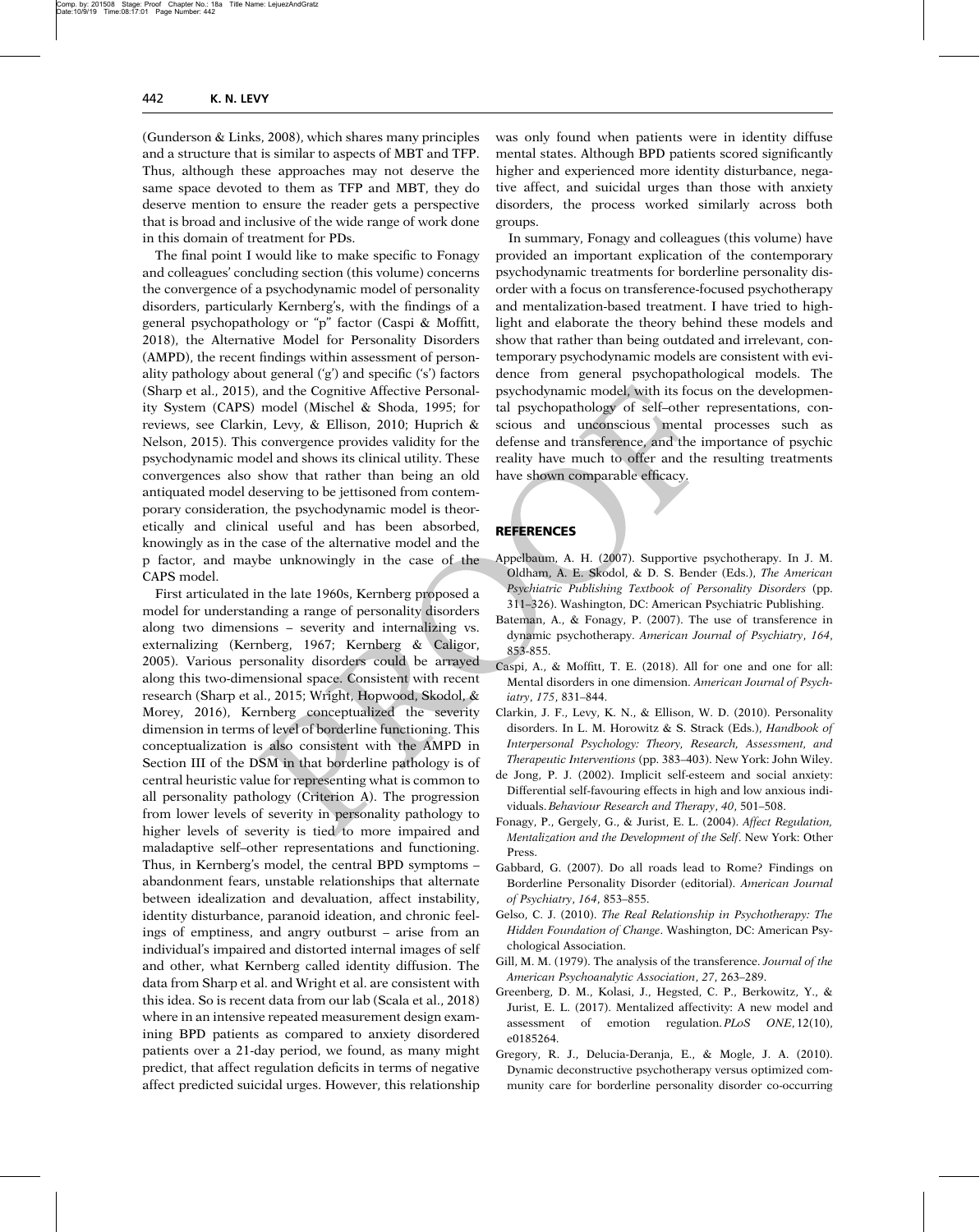(Gunderson & Links, 2008), which shares many principles and a structure that is similar to aspects of MBT and TFP. Thus, although these approaches may not deserve the same space devoted to them as TFP and MBT, they do deserve mention to ensure the reader gets a perspective that is broad and inclusive of the wide range of work done in this domain of treatment for PDs.

The final point I would like to make specific to Fonagy and colleagues' concluding section (this volume) concerns the convergence of a psychodynamic model of personality disorders, particularly Kernberg's, with the findings of a general psychopathology or "p" factor (Caspi & Moffitt, 2018), the Alternative Model for Personality Disorders (AMPD), the recent findings within assessment of personality pathology about general ('g') and specific ('s') factors (Sharp et al., 2015), and the Cognitive Affective Personality System (CAPS) model (Mischel & Shoda, 1995; for reviews, see Clarkin, Levy, & Ellison, 2010; Huprich & Nelson, 2015). This convergence provides validity for the psychodynamic model and shows its clinical utility. These convergences also show that rather than being an old antiquated model deserving to be jettisoned from contemporary consideration, the psychodynamic model is theoretically and clinical useful and has been absorbed, knowingly as in the case of the alternative model and the p factor, and maybe unknowingly in the case of the CAPS model.

First articulated in the late 1960s, Kernberg proposed a model for understanding a range of personality disorders along two dimensions – severity and internalizing vs. externalizing (Kernberg, 1967; Kernberg & Caligor, 2005). Various personality disorders could be arrayed along this two-dimensional space. Consistent with recent research (Sharp et al., 2015; Wright, Hopwood, Skodol, & Morey, 2016), Kernberg conceptualized the severity dimension in terms of level of borderline functioning. This conceptualization is also consistent with the AMPD in Section III of the DSM in that borderline pathology is of central heuristic value for representing what is common to all personality pathology (Criterion A). The progression from lower levels of severity in personality pathology to higher levels of severity is tied to more impaired and maladaptive self–other representations and functioning. Thus, in Kernberg's model, the central BPD symptoms – abandonment fears, unstable relationships that alternate between idealization and devaluation, affect instability, identity disturbance, paranoid ideation, and chronic feelings of emptiness, and angry outburst – arise from an individual's impaired and distorted internal images of self and other, what Kernberg called identity diffusion. The data from Sharp et al. and Wright et al. are consistent with this idea. So is recent data from our lab (Scala et al., 2018) where in an intensive repeated measurement design examining BPD patients as compared to anxiety disordered patients over a 21-day period, we found, as many might predict, that affect regulation deficits in terms of negative affect predicted suicidal urges. However, this relationship was only found when patients were in identity diffuse mental states. Although BPD patients scored significantly higher and experienced more identity disturbance, negative affect, and suicidal urges than those with anxiety disorders, the process worked similarly across both groups.

In summary, Fonagy and colleagues (this volume) have provided an important explication of the contemporary psychodynamic treatments for borderline personality disorder with a focus on transference-focused psychotherapy and mentalization-based treatment. I have tried to highlight and elaborate the theory behind these models and show that rather than being outdated and irrelevant, contemporary psychodynamic models are consistent with evidence from general psychopathological models. The psychodynamic model, with its focus on the developmental psychopathology of self–other representations, conscious and unconscious mental processes such as defense and transference, and the importance of psychic reality have much to offer and the resulting treatments have shown comparable efficacy.

## REFERENCES

Appelbaum, A. H. (2007). Supportive psychotherapy. In J. M. Oldham, A. E. Skodol, & D. S. Bender (Eds.), *The American Psychiatric Publishing Textbook of Personality Disorders* (pp. 311–326). Washington, DC: American Psychiatric Publishing.

Bateman, A., & Fonagy, P. (2007). The use of transference in dynamic psychotherapy. *American Journal of Psychiatry*, *164*, 853-855.

Caspi, A., & Moffitt, T. E. (2018). All for one and one for all: Mental disorders in one dimension. *American Journal of Psychiatry*, *175*, 831–844.

Clarkin, J. F., Levy, K. N., & Ellison, W. D. (2010). Personality disorders. In L. M. Horowitz & S. Strack (Eds.), *Handbook of Interpersonal Psychology: Theory, Research, Assessment, and Therapeutic Interventions* (pp. 383–403). New York: John Wiley.

de Jong, P. J. (2002). Implicit self-esteem and social anxiety: Differential self-favouring effects in high and low anxious individuals. *Behaviour Research and Therapy*, *40*, 501–508.

Fonagy, P., Gergely, G., & Jurist, E. L. (2004). *Affect Regulation, Mentalization and the Development of the Self*. New York: Other Press.

Gabbard, G. (2007). Do all roads lead to Rome? Findings on Borderline Personality Disorder (editorial). *American Journal of Psychiatry*, *164*, 853–855.

Gelso, C. J. (2010). *The Real Relationship in Psychotherapy: The Hidden Foundation of Change*. Washington, DC: American Psychological Association.

Gill, M. M. (1979). The analysis of the transference. *Journal of the American Psychoanalytic Association*, *27*, 263–289.

Greenberg, D. M., Kolasi, J., Hegsted, C. P., Berkowitz, Y., & Jurist, E. L. (2017). Mentalized affectivity: A new model and assessment of emotion regulation. *PLoS ONE*, 12(10), e0185264.

Gregory, R. J., Delucia-Deranja, E., & Mogle, J. A. (2010). Dynamic deconstructive psychotherapy versus optimized community care for borderline personality disorder co-occurring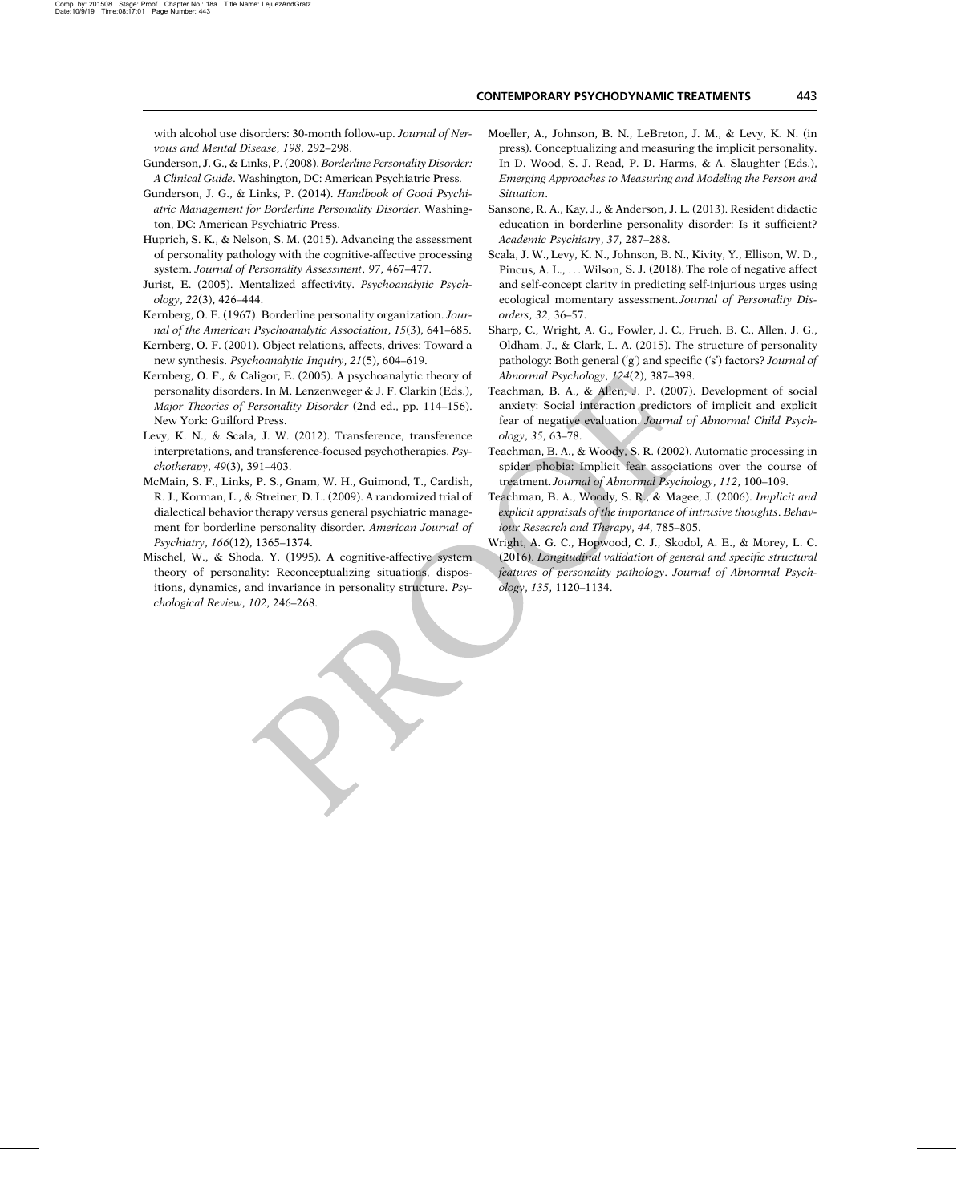with alcohol use disorders: 30-month follow-up. *Journal of Nervous and Mental Disease*, *198*, 292–298.

Gunderson, J. G., & Links, P. (2008). *Borderline Personality Disorder: A Clinical Guide*. Washington, DC: American Psychiatric Press.

Gunderson, J. G., & Links, P. (2014). *Handbook of Good Psychiatric Management for Borderline Personality Disorder*. Washington, DC: American Psychiatric Press.

Huprich, S. K., & Nelson, S. M. (2015). Advancing the assessment of personality pathology with the cognitive-affective processing system. *Journal of Personality Assessment*, *97*, 467–477.

Jurist, E. (2005). Mentalized affectivity. *Psychoanalytic Psychology*, *22*(3), 426–444.

Kernberg, O. F. (1967). Borderline personality organization. *Journal of the American Psychoanalytic Association*, *15*(3), 641–685.

Kernberg, O. F. (2001). Object relations, affects, drives: Toward a new synthesis. *Psychoanalytic Inquiry*, *21*(5), 604–619.

Kernberg, O. F., & Caligor, E. (2005). A psychoanalytic theory of personality disorders. In M. Lenzenweger & J. F. Clarkin (Eds.), *Major Theories of Personality Disorder* (2nd ed., pp. 114–156). New York: Guilford Press.

Levy, K. N., & Scala, J. W. (2012). Transference, transference interpretations, and transference-focused psychotherapies. *Psychotherapy*, *49*(3), 391–403.

McMain, S. F., Links, P. S., Gnam, W. H., Guimond, T., Cardish, R. J., Korman, L., & Streiner, D. L. (2009). A randomized trial of dialectical behavior therapy versus general psychiatric management for borderline personality disorder. *American Journal of Psychiatry*, *166*(12), 1365–1374.

Mischel, W., & Shoda, Y. (1995). A cognitive-affective system theory of personality: Reconceptualizing situations, dispositions, dynamics, and invariance in personality structure. *Psychological Review*, *102*, 246–268.

Moeller, A., Johnson, B. N., LeBreton, J. M., & Levy, K. N. (in press). Conceptualizing and measuring the implicit personality. In D. Wood, S. J. Read, P. D. Harms, & A. Slaughter (Eds.), *Emerging Approaches to Measuring and Modeling the Person and Situation*.

Sansone, R. A., Kay, J., & Anderson, J. L. (2013). Resident didactic education in borderline personality disorder: Is it sufficient? *Academic Psychiatry*, *37*, 287–288.

Scala, J. W., Levy, K. N., Johnson, B. N., Kivity, Y., Ellison, W. D., Pincus, A. L., . . . Wilson, S. J. (2018). The role of negative affect and self-concept clarity in predicting self-injurious urges using ecological momentary assessment. *Journal of Personality Disorders*, *32*, 36–57.

Sharp, C., Wright, A. G., Fowler, J. C., Frueh, B. C., Allen, J. G., Oldham, J., & Clark, L. A. (2015). The structure of personality pathology: Both general ('g') and specific ('s') factors? *Journal of Abnormal Psychology*, *124*(2), 387–398.

Teachman, B. A., & Allen, J. P. (2007). Development of social anxiety: Social interaction predictors of implicit and explicit fear of negative evaluation. *Journal of Abnormal Child Psychology*, *35*, 63–78.

Teachman, B. A., & Woody, S. R. (2002). Automatic processing in spider phobia: Implicit fear associations over the course of treatment. *Journal of Abnormal Psychology*, *112*, 100–109.

Teachman, B. A., Woody, S. R., & Magee, J. (2006). *Implicit and explicit appraisals of the importance of intrusive thoughts*. *Behaviour Research and Therapy*, *44*, 785–805.

Wright, A. G. C., Hopwood, C. J., Skodol, A. E., & Morey, L. C. (2016). *Longitudinal validation of general and specific structural features of personality pathology*. *Journal of Abnormal Psychology*, *135*, 1120–1134.